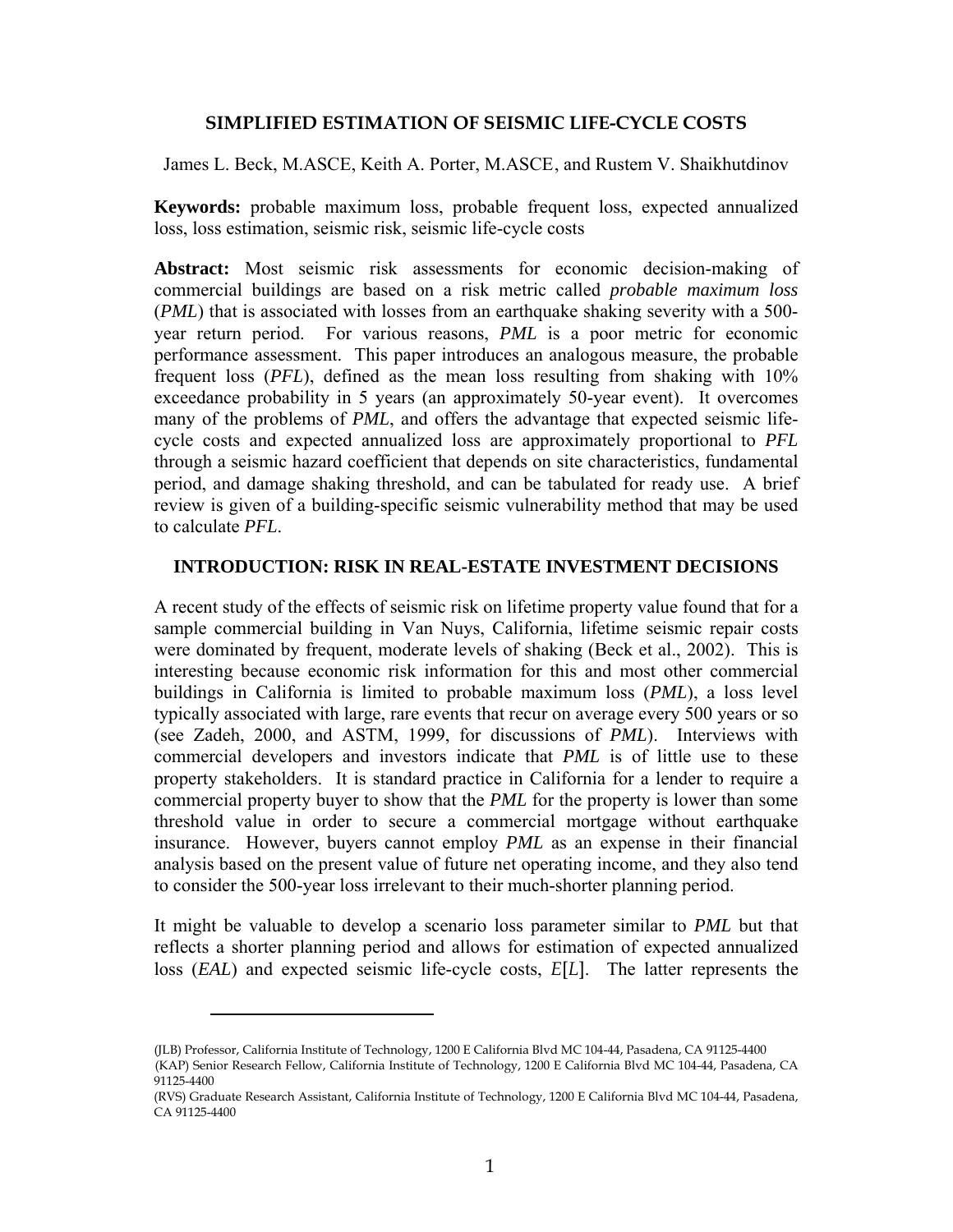# SIMPLIFIED ESTIMATION OF SEISMIC LIFE-CYCLE COSTS

James L. Beck, M.ASCE, Keith A. Porter, M.ASCE, and Rustem V. Shaikhutdinov

**Keywords:** probable maximum loss, probable frequent loss, expected annualized loss, loss estimation, seismic risk, seismic life-cycle costs

**Abstract:** Most seismic risk assessments for economic decision-making of commercial buildings are based on a risk metric called *probable maximum loss* (*PML*) that is associated with losses from an earthquake shaking severity with a 500-year return period. For various reasons, *PML* is a poor metric for economic performance assessment. This paper introduces an analogous measure, the probable frequent loss (*PFL*), defined as the mean loss resulting from shaking with 10% exceedance probability in 5 years (an approximately 50-year event). It overcomes many of the problems of *PML*, and offers the advantage that expected seismic life-cycle costs and expected annualized loss are approximately proportional to *PFL* through a seismic hazard coefficient that depends on site characteristics, fundamental period, and damage shaking threshold, and can be tabulated for ready use. A brief review is given of a building-specific seismic vulnerability method that may be used to calculate *PFL*.

## INTRODUCTION: RISK IN REAL-ESTATE INVESTMENT DECISIONS

A recent study of the effects of seismic risk on lifetime property value found that for a sample commercial building in Van Nuys, California, lifetime seismic repair costs were dominated by frequent, moderate levels of shaking (Beck et al., 2002). This is interesting because economic risk information for this and most other commercial buildings in California is limited to probable maximum loss (*PML*), a loss level typically associated with large, rare events that recur on average every 500 years or so (see Zadeh, 2000, and ASTM, 1999, for discussions of *PML*). Interviews with commercial developers and investors indicate that *PML* is of little use to these property stakeholders. It is standard practice in California for a lender to require a commercial property buyer to show that the *PML* for the property is lower than some threshold value in order to secure a commercial mortgage without earthquake insurance. However, buyers cannot employ *PML* as an expense in their financial analysis based on the present value of future net operating income, and they also tend to consider the 500-year loss irrelevant to their much-shorter planning period.

It might be valuable to develop a scenario loss parameter similar to *PML* but that reflects a shorter planning period and allows for estimation of expected annualized loss (*EAL*) and expected seismic life-cycle costs, $E[L]$. The latter represents the

---

(JLB) Professor, California Institute of Technology, 1200 E California Blvd MC 104-44, Pasadena, CA 91125-4400

(KAP) Senior Research Fellow, California Institute of Technology, 1200 E California Blvd MC 104-44, Pasadena, CA 91125-4400

(RVS) Graduate Research Assistant, California Institute of Technology, 1200 E California Blvd MC 104-44, Pasadena, CA 91125-4400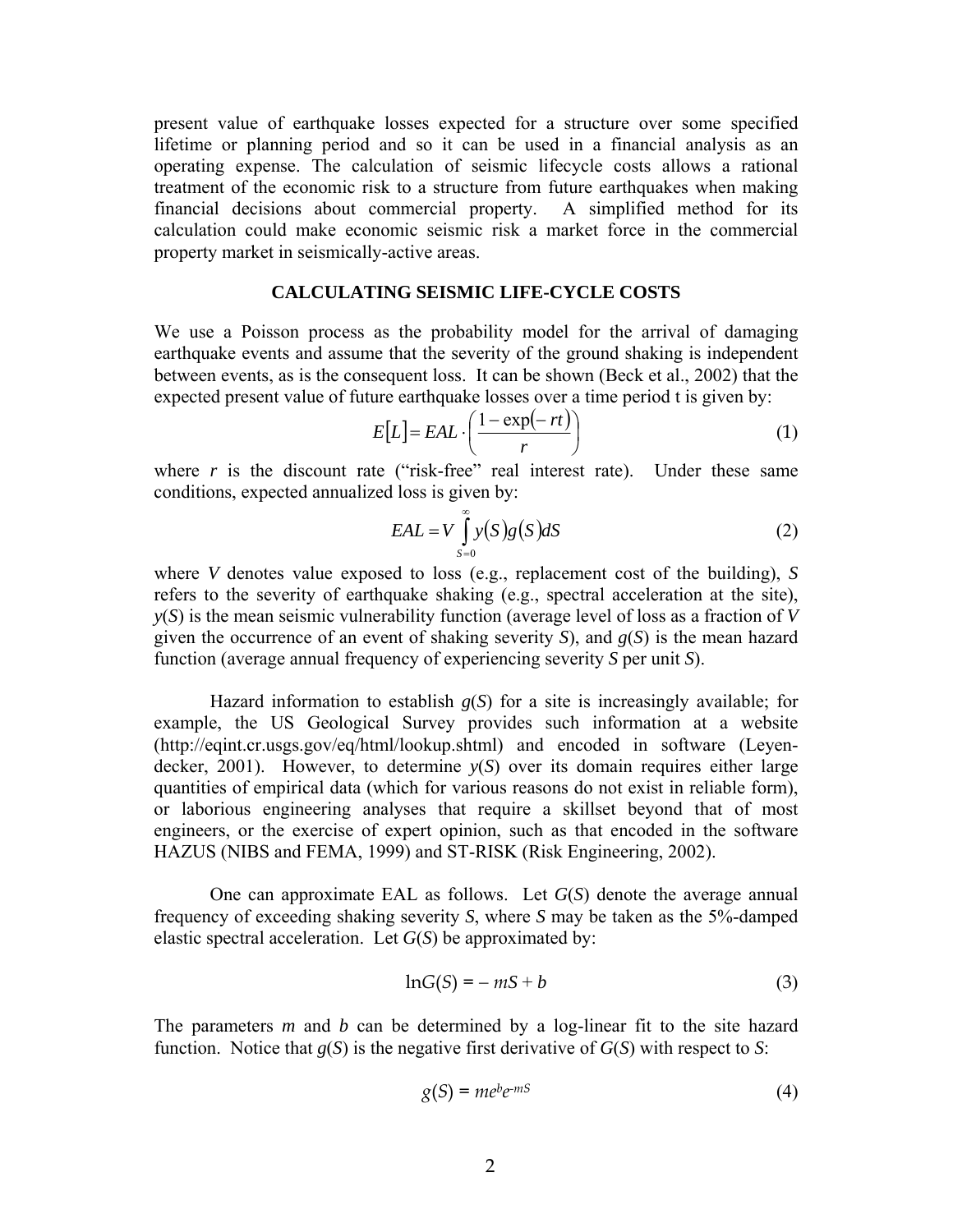present value of earthquake losses expected for a structure over some specified lifetime or planning period and so it can be used in a financial analysis as an operating expense. The calculation of seismic lifecycle costs allows a rational treatment of the economic risk to a structure from future earthquakes when making financial decisions about commercial property. A simplified method for its calculation could make economic seismic risk a market force in the commercial property market in seismically-active areas.

## CALCULATING SEISMIC LIFE-CYCLE COSTS

We use a Poisson process as the probability model for the arrival of damaging earthquake events and assume that the severity of the ground shaking is independent between events, as is the consequent loss. It can be shown (Beck et al., 2002) that the expected present value of future earthquake losses over a time period t is given by:

$$E[L] = EAL \cdot \left( \frac{1 - \exp(-rt)}{r} \right) \tag{1}$$

where $r$ is the discount rate ("risk-free" real interest rate). Under these same conditions, expected annualized loss is given by:

$$EAL = V \int_{S=0}^{\infty} y(S) g(S) dS \tag{2}$$

where $V$ denotes value exposed to loss (e.g., replacement cost of the building), $S$ refers to the severity of earthquake shaking (e.g., spectral acceleration at the site), $y(S)$ is the mean seismic vulnerability function (average level of loss as a fraction of $V$ given the occurrence of an event of shaking severity $S$), and $g(S)$ is the mean hazard function (average annual frequency of experiencing severity $S$ per unit $S$).

Hazard information to establish $g(S)$ for a site is increasingly available; for example, the US Geological Survey provides such information at a website (http://eqint.cr.usgs.gov/eq/html/lookup.shtml) and encoded in software (Leyendecker, 2001). However, to determine $y(S)$ over its domain requires either large quantities of empirical data (which for various reasons do not exist in reliable form), or laborious engineering analyses that require a skillset beyond that of most engineers, or the exercise of expert opinion, such as that encoded in the software HAZUS (NIBS and FEMA, 1999) and ST-RISK (Risk Engineering, 2002).

One can approximate EAL as follows. Let $G(S)$ denote the average annual frequency of exceeding shaking severity $S$, where $S$ may be taken as the 5%-damped elastic spectral acceleration. Let $G(S)$ be approximated by:

$$\ln G(S) = -mS + b \tag{3}$$

The parameters $m$ and $b$ can be determined by a log-linear fit to the site hazard function. Notice that $g(S)$ is the negative first derivative of $G(S)$ with respect to $S$:

$$g(S) = me^{b}e^{-mS} \tag{4}$$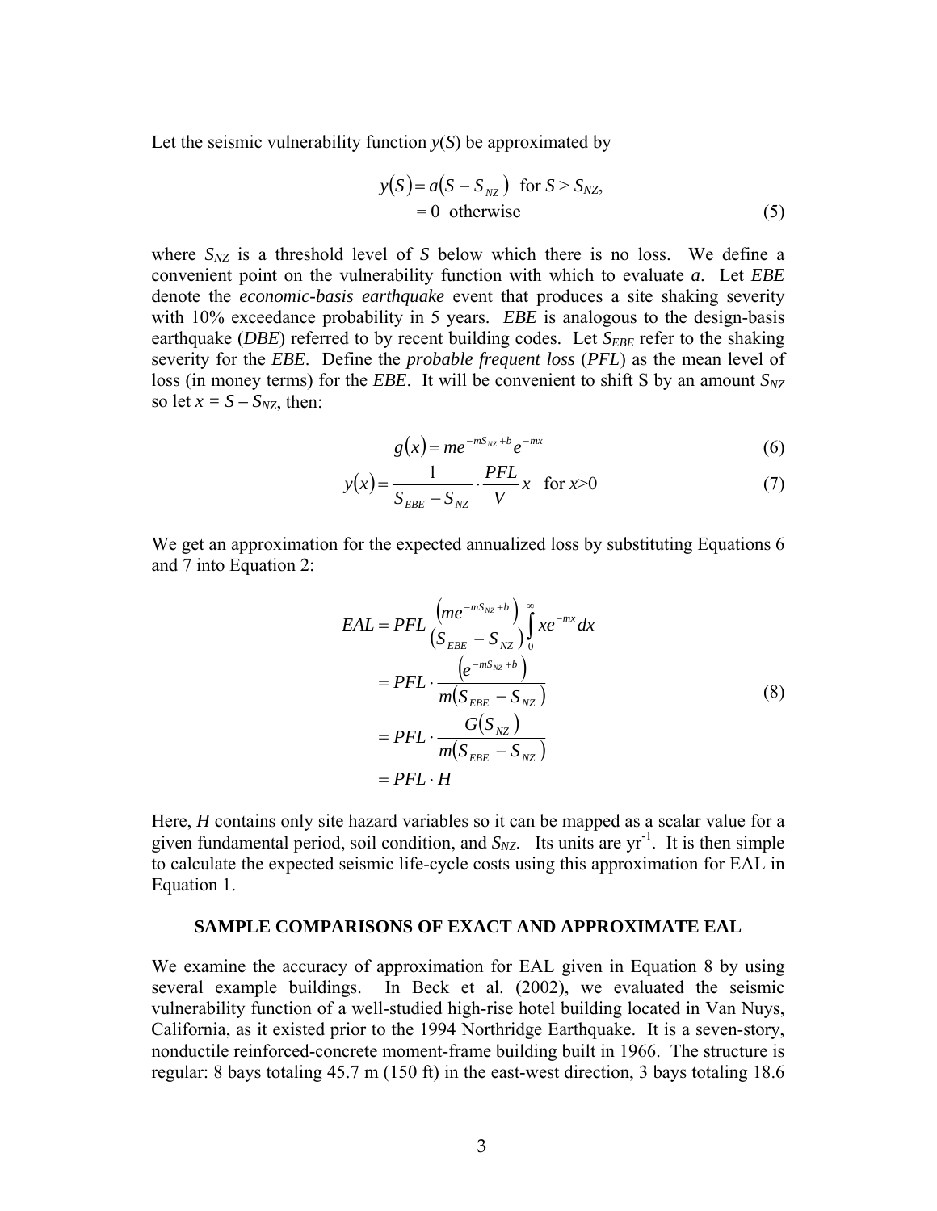Let the seismic vulnerability function $y(S)$ be approximated by

$$
\begin{aligned}
y(S) &= a(S - S_{NZ}) \quad \text{for } S > S_{NZ}, \\
&= 0 \quad \text{otherwise}
\end{aligned}
\tag{5}
$$

where $S_{NZ}$ is a threshold level of $S$ below which there is no loss. We define a convenient point on the vulnerability function with which to evaluate ***a***. Let *EBE* denote the *economic-basis earthquake* event that produces a site shaking severity with 10% exceedance probability in 5 years. *EBE* is analogous to the design-basis earthquake (*DBE*) referred to by recent building codes. Let $S_{EBE}$ refer to the shaking severity for the *EBE*. Define the *probable frequent loss* (*PFL*) as the mean level of loss (in money terms) for the *EBE*. It will be convenient to shift S by an amount $S_{NZ}$ so let $x = S - S_{NZ}$, then:

$$
g(x) = me^{-mS_{NZ}+b}e^{-mx} \tag{6}
$$

$$
y(x) = \frac{1}{S_{EBE} - S_{NZ}} \cdot \frac{PFL}{V} x \quad \text{for } x>0 \tag{7}
$$

We get an approximation for the expected annualized loss by substituting Equations 6 and 7 into Equation 2:

$$
\begin{aligned}
EAL &= PFL \frac{\left(me^{-mS_{NZ}+b}\right)}{\left(S_{EBE} - S_{NZ}\right)} \int_0^\infty xe^{-mx} dx \\
&= PFL \cdot \frac{\left(e^{-mS_{NZ}+b}\right)}{m\left(S_{EBE} - S_{NZ}\right)} \\
&= PFL \cdot \frac{G\left(S_{NZ}\right)}{m\left(S_{EBE} - S_{NZ}\right)} \\
&= PFL \cdot H
\end{aligned}
\tag{8}
$$

Here, *H* contains only site hazard variables so it can be mapped as a scalar value for a given fundamental period, soil condition, and $S_{NZ}$. Its units are $yr^{-1}$. It is then simple to calculate the expected seismic life-cycle costs using this approximation for EAL in Equation 1.

## SAMPLE COMPARISONS OF EXACT AND APPROXIMATE EAL

We examine the accuracy of approximation for EAL given in Equation 8 by using several example buildings. In Beck et al. (2002), we evaluated the seismic vulnerability function of a well-studied high-rise hotel building located in Van Nuys, California, as it existed prior to the 1994 Northridge Earthquake. It is a seven-story, nonductile reinforced-concrete moment-frame building built in 1966. The structure is regular: 8 bays totaling 45.7 m (150 ft) in the east-west direction, 3 bays totaling 18.6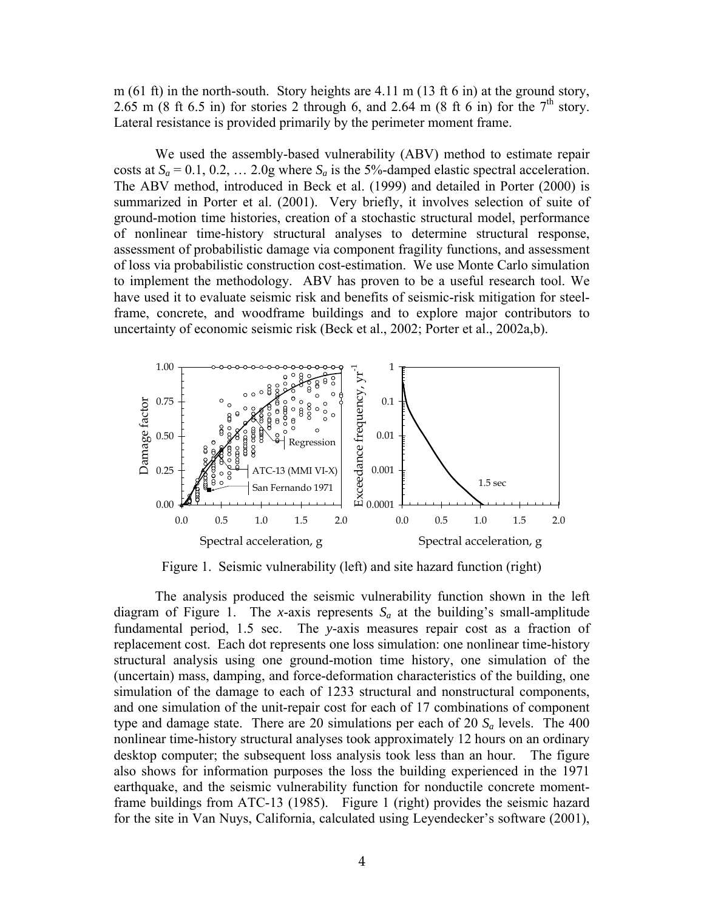m (61 ft) in the north-south. Story heights are 4.11 m (13 ft 6 in) at the ground story, 2.65 m (8 ft 6.5 in) for stories 2 through 6, and 2.64 m (8 ft 6 in) for the 7th story. Lateral resistance is provided primarily by the perimeter moment frame.

We used the assembly-based vulnerability (ABV) method to estimate repair costs at $S_a$ = 0.1, 0.2, … 2.0g where $S_a$ is the 5%-damped elastic spectral acceleration. The ABV method, introduced in Beck et al. (1999) and detailed in Porter (2000) is summarized in Porter et al. (2001). Very briefly, it involves selection of suite of ground-motion time histories, creation of a stochastic structural model, performance of nonlinear time-history structural analyses to determine structural response, assessment of probabilistic damage via component fragility functions, and assessment of loss via probabilistic construction cost-estimation. We use Monte Carlo simulation to implement the methodology. ABV has proven to be a useful research tool. We have used it to evaluate seismic risk and benefits of seismic-risk mitigation for steel-frame, concrete, and woodframe buildings and to explore major contributors to uncertainty of economic seismic risk (Beck et al., 2002; Porter et al., 2002a,b).

Figure 1. Seismic vulnerability (left) and site hazard function (right)

The analysis produced the seismic vulnerability function shown in the left diagram of Figure 1. The *x*-axis represents $S_a$ at the building's small-amplitude fundamental period, 1.5 sec. The *y*-axis measures repair cost as a fraction of replacement cost. Each dot represents one loss simulation: one nonlinear time-history structural analysis using one ground-motion time history, one simulation of the (uncertain) mass, damping, and force-deformation characteristics of the building, one simulation of the damage to each of 1233 structural and nonstructural components, and one simulation of the unit-repair cost for each of 17 combinations of component type and damage state. There are 20 simulations per each of 20 $S_a$ levels. The 400 nonlinear time-history structural analyses took approximately 12 hours on an ordinary desktop computer; the subsequent loss analysis took less than an hour. The figure also shows for information purposes the loss the building experienced in the 1971 earthquake, and the seismic vulnerability function for nonductile concrete moment-frame buildings from ATC-13 (1985). Figure 1 (right) provides the seismic hazard for the site in Van Nuys, California, calculated using Leyendecker's software (2001),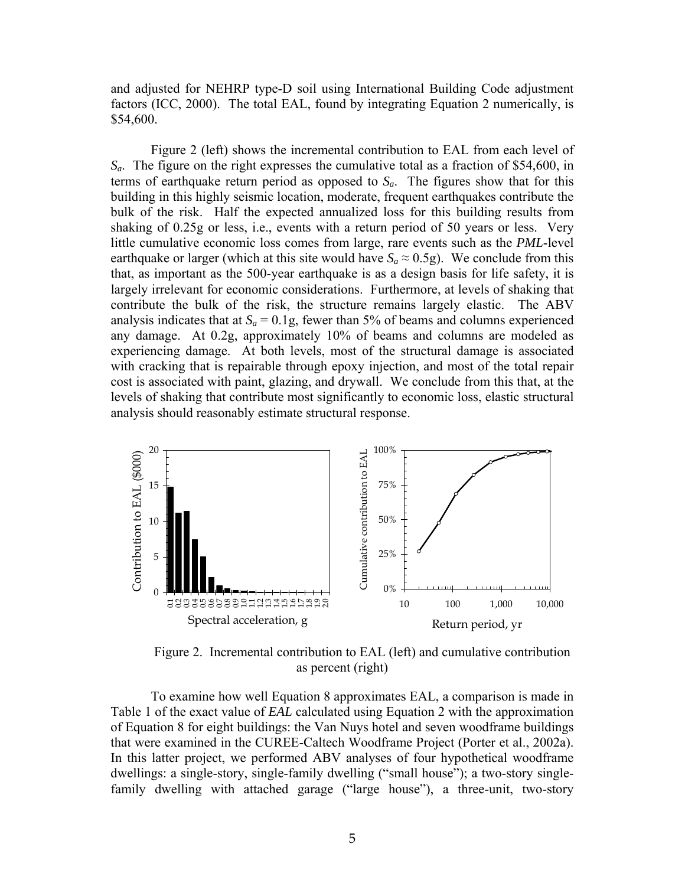and adjusted for NEHRP type-D soil using International Building Code adjustment factors (ICC, 2000). The total EAL, found by integrating Equation 2 numerically, is $54,600.

Figure 2 (left) shows the incremental contribution to EAL from each level of $S_a$. The figure on the right expresses the cumulative total as a fraction of $54,600, in terms of earthquake return period as opposed to $S_a$. The figures show that for this building in this highly seismic location, moderate, frequent earthquakes contribute the bulk of the risk. Half the expected annualized loss for this building results from shaking of 0.25g or less, i.e., events with a return period of 50 years or less. Very little cumulative economic loss comes from large, rare events such as the *PML*-level earthquake or larger (which at this site would have $S_a \approx 0.5$g). We conclude from this that, as important as the 500-year earthquake is as a design basis for life safety, it is largely irrelevant for economic considerations. Furthermore, at levels of shaking that contribute the bulk of the risk, the structure remains largely elastic. The ABV analysis indicates that at $S_a = 0.1$g, fewer than 5% of beams and columns experienced any damage. At 0.2g, approximately 10% of beams and columns are modeled as experiencing damage. At both levels, most of the structural damage is associated with cracking that is repairable through epoxy injection, and most of the total repair cost is associated with paint, glazing, and drywall. We conclude from this that, at the levels of shaking that contribute most significantly to economic loss, elastic structural analysis should reasonably estimate structural response.

Figure 2. Incremental contribution to EAL (left) and cumulative contribution as percent (right)

To examine how well Equation 8 approximates EAL, a comparison is made in Table 1 of the exact value of *EAL* calculated using Equation 2 with the approximation of Equation 8 for eight buildings: the Van Nuys hotel and seven woodframe buildings that were examined in the CUREE-Caltech Woodframe Project (Porter et al., 2002a). In this latter project, we performed ABV analyses of four hypothetical woodframe dwellings: a single-story, single-family dwelling ("small house"); a two-story single-family dwelling with attached garage ("large house"), a three-unit, two-story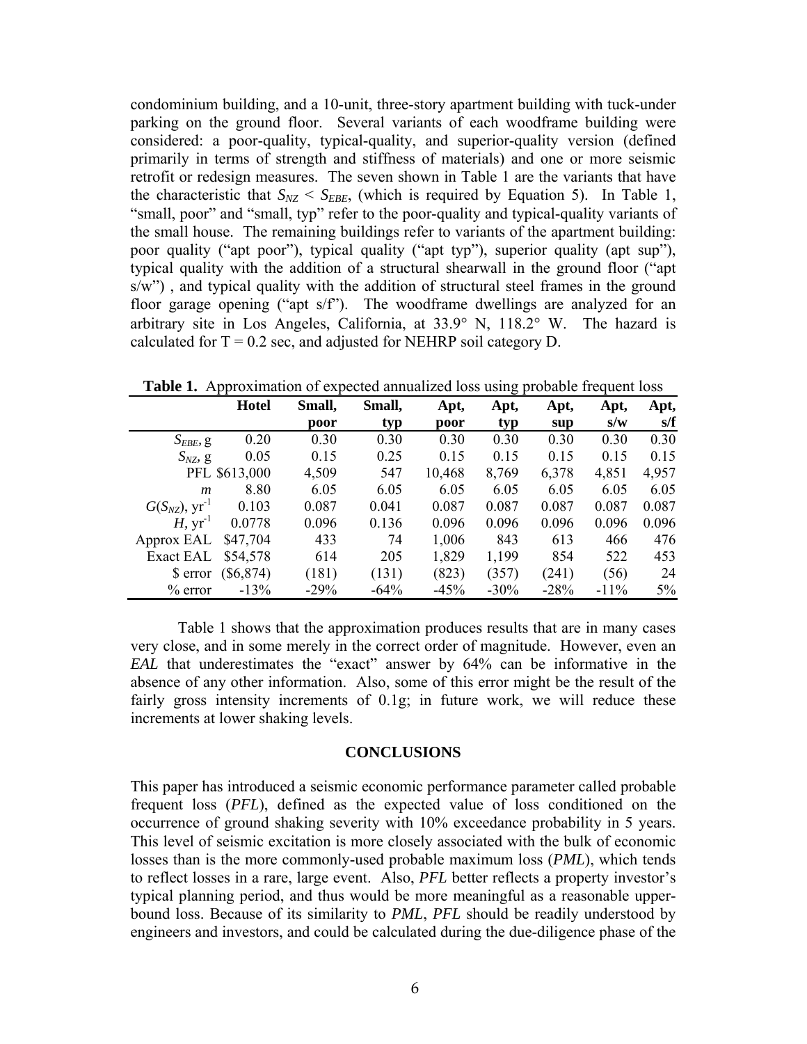condominium building, and a 10-unit, three-story apartment building with tuck-under parking on the ground floor. Several variants of each woodframe building were considered: a poor-quality, typical-quality, and superior-quality version (defined primarily in terms of strength and stiffness of materials) and one or more seismic retrofit or redesign measures. The seven shown in Table 1 are the variants that have the characteristic that $S_{NZ} < S_{EBE}$, (which is required by Equation 5). In Table 1, "small, poor" and "small, typ" refer to the poor-quality and typical-quality variants of the small house. The remaining buildings refer to variants of the apartment building: poor quality ("apt poor"), typical quality ("apt typ"), superior quality (apt sup"), typical quality with the addition of a structural shearwall in the ground floor ("apt s/w") , and typical quality with the addition of structural steel frames in the ground floor garage opening ("apt s/f"). The woodframe dwellings are analyzed for an arbitrary site in Los Angeles, California, at 33.9° N, 118.2° W. The hazard is calculated for T = 0.2 sec, and adjusted for NEHRP soil category D.

**Table 1.** Approximation of expected annualized loss using probable frequent loss

| | Hotel | Small, poor | Small, typ | Apt, poor | Apt, typ | Apt, sup | Apt, s/w | Apt, s/f |
|---|---|---|---|---|---|---|---|---|
| $S_{EBE}$, g | 0.20 | 0.30 | 0.30 | 0.30 | 0.30 | 0.30 | 0.30 | 0.30 |
| $S_{NZ}$, g | 0.05 | 0.15 | 0.25 | 0.15 | 0.15 | 0.15 | 0.15 | 0.15 |
| PFL | $613,000 | 4,509 | 547 | 10,468 | 8,769 | 6,378 | 4,851 | 4,957 |
| $m$ | 8.80 | 6.05 | 6.05 | 6.05 | 6.05 | 6.05 | 6.05 | 6.05 |
| $G(S_{NZ})$, yr$^{-1}$ | 0.103 | 0.087 | 0.041 | 0.087 | 0.087 | 0.087 | 0.087 | 0.087 |
| $H$, yr$^{-1}$ | 0.0778 | 0.096 | 0.136 | 0.096 | 0.096 | 0.096 | 0.096 | 0.096 |
| Approx EAL | $47,704 | 433 | 74 | 1,006 | 843 | 613 | 466 | 476 |
| Exact EAL | $54,578 | 614 | 205 | 1,829 | 1,199 | 854 | 522 | 453 |
| $ error | ($6,874) | (181) | (131) | (823) | (357) | (241) | (56) | 24 |
| % error | -13% | -29% | -64% | -45% | -30% | -28% | -11% | 5% |

Table 1 shows that the approximation produces results that are in many cases very close, and in some merely in the correct order of magnitude. However, even an *EAL* that underestimates the "exact" answer by 64% can be informative in the absence of any other information. Also, some of this error might be the result of the fairly gross intensity increments of 0.1g; in future work, we will reduce these increments at lower shaking levels.

## CONCLUSIONS

This paper has introduced a seismic economic performance parameter called probable frequent loss (*PFL*), defined as the expected value of loss conditioned on the occurrence of ground shaking severity with 10% exceedance probability in 5 years. This level of seismic excitation is more closely associated with the bulk of economic losses than is the more commonly-used probable maximum loss (*PML*), which tends to reflect losses in a rare, large event. Also, *PFL* better reflects a property investor's typical planning period, and thus would be more meaningful as a reasonable upper-bound loss. Because of its similarity to *PML*, *PFL* should be readily understood by engineers and investors, and could be calculated during the due-diligence phase of the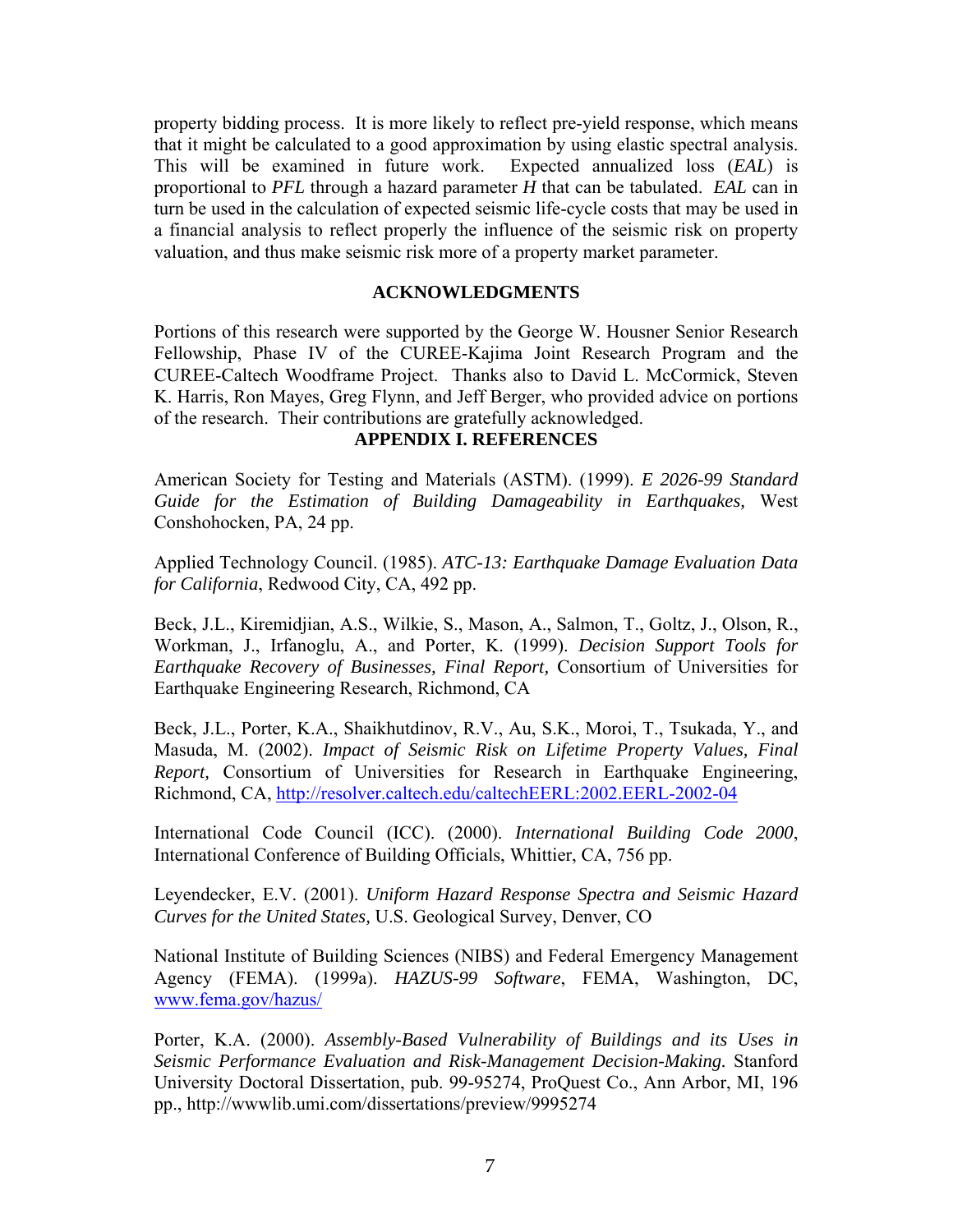property bidding process. It is more likely to reflect pre-yield response, which means that it might be calculated to a good approximation by using elastic spectral analysis. This will be examined in future work. Expected annualized loss (*EAL*) is proportional to *PFL* through a hazard parameter *H* that can be tabulated. *EAL* can in turn be used in the calculation of expected seismic life-cycle costs that may be used in a financial analysis to reflect properly the influence of the seismic risk on property valuation, and thus make seismic risk more of a property market parameter.

## ACKNOWLEDGMENTS

Portions of this research were supported by the George W. Housner Senior Research Fellowship, Phase IV of the CUREE-Kajima Joint Research Program and the CUREE-Caltech Woodframe Project. Thanks also to David L. McCormick, Steven K. Harris, Ron Mayes, Greg Flynn, and Jeff Berger, who provided advice on portions of the research. Their contributions are gratefully acknowledged.

## APPENDIX I. REFERENCES

American Society for Testing and Materials (ASTM). (1999). *E 2026-99 Standard Guide for the Estimation of Building Damageability in Earthquakes,* West Conshohocken, PA, 24 pp.

Applied Technology Council. (1985). *ATC-13: Earthquake Damage Evaluation Data for California*, Redwood City, CA, 492 pp.

Beck, J.L., Kiremidjian, A.S., Wilkie, S., Mason, A., Salmon, T., Goltz, J., Olson, R., Workman, J., Irfanoglu, A., and Porter, K. (1999). *Decision Support Tools for Earthquake Recovery of Businesses, Final Report,* Consortium of Universities for Earthquake Engineering Research, Richmond, CA

Beck, J.L., Porter, K.A., Shaikhutdinov, R.V., Au, S.K., Moroi, T., Tsukada, Y., and Masuda, M. (2002). *Impact of Seismic Risk on Lifetime Property Values, Final Report,* Consortium of Universities for Research in Earthquake Engineering, Richmond, CA, http://resolver.caltech.edu/caltechEERL:2002.EERL-2002-04

International Code Council (ICC). (2000). *International Building Code 2000*, International Conference of Building Officials, Whittier, CA, 756 pp.

Leyendecker, E.V. (2001). *Uniform Hazard Response Spectra and Seismic Hazard Curves for the United States,* U.S. Geological Survey, Denver, CO

National Institute of Building Sciences (NIBS) and Federal Emergency Management Agency (FEMA). (1999a). *HAZUS-99 Software*, FEMA, Washington, DC, www.fema.gov/hazus/

Porter, K.A. (2000). *Assembly-Based Vulnerability of Buildings and its Uses in Seismic Performance Evaluation and Risk-Management Decision-Making.* Stanford University Doctoral Dissertation, pub. 99-95274, ProQuest Co., Ann Arbor, MI, 196 pp., http://wwwlib.umi.com/dissertations/preview/9995274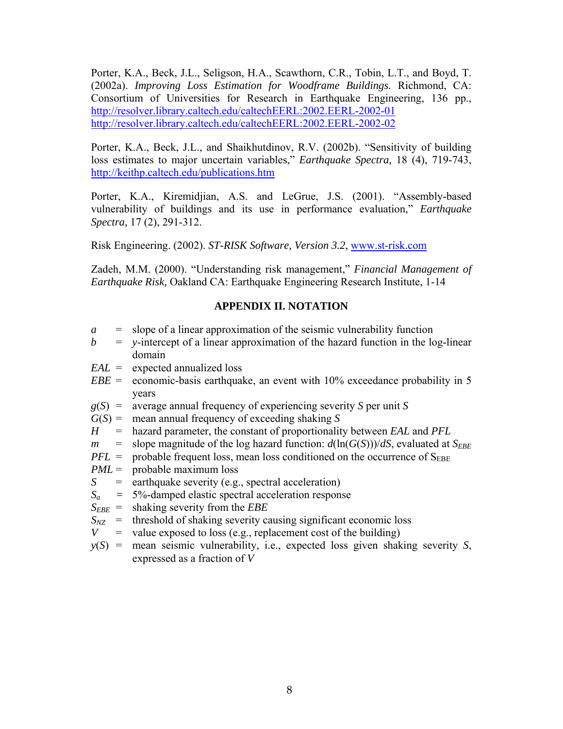Porter, K.A., Beck, J.L., Seligson, H.A., Scawthorn, C.R., Tobin, L.T., and Boyd, T. (2002a). *Improving Loss Estimation for Woodframe Buildings.* Richmond, CA: Consortium of Universities for Research in Earthquake Engineering, 136 pp., http://resolver.library.caltech.edu/caltechEERL:2002.EERL-2002-01 http://resolver.library.caltech.edu/caltechEERL:2002.EERL-2002-02

Porter, K.A., Beck, J.L., and Shaikhutdinov, R.V. (2002b). "Sensitivity of building loss estimates to major uncertain variables," *Earthquake Spectra,* 18 (4), 719-743, http://keithp.caltech.edu/publications.htm

Porter, K.A., Kiremidjian, A.S. and LeGrue, J.S. (2001). "Assembly-based vulnerability of buildings and its use in performance evaluation," *Earthquake Spectra,* 17 (2), 291-312.

Risk Engineering. (2002). *ST-RISK Software, Version 3.2*, www.st-risk.com

Zadeh, M.M. (2000). "Understanding risk management," *Financial Management of Earthquake Risk,* Oakland CA: Earthquake Engineering Research Institute, 1-14

## APPENDIX II. NOTATION

- $a$ = slope of a linear approximation of the seismic vulnerability function
- $b$ = $y$-intercept of a linear approximation of the hazard function in the log-linear domain
- $EAL$ = expected annualized loss
- $EBE$ = economic-basis earthquake, an event with 10% exceedance probability in 5 years
- $g(S)$ = average annual frequency of experiencing severity $S$ per unit $S$
- $G(S)$ = mean annual frequency of exceeding shaking $S$
- $H$ = hazard parameter, the constant of proportionality between $EAL$ and $PFL$
- $m$ = slope magnitude of the log hazard function: $d(\ln(G(S)))/dS$, evaluated at $S_{EBE}$
- $PFL$ = probable frequent loss, mean loss conditioned on the occurrence of $S_{EBE}$
- $PML$ = probable maximum loss
- $S$ = earthquake severity (e.g., spectral acceleration)
- $S_a$ = 5%-damped elastic spectral acceleration response
- $S_{EBE}$ = shaking severity from the $EBE$
- $S_{NZ}$ = threshold of shaking severity causing significant economic loss
- $V$ = value exposed to loss (e.g., replacement cost of the building)
- $y(S)$ = mean seismic vulnerability, i.e., expected loss given shaking severity $S$, expressed as a fraction of $V$